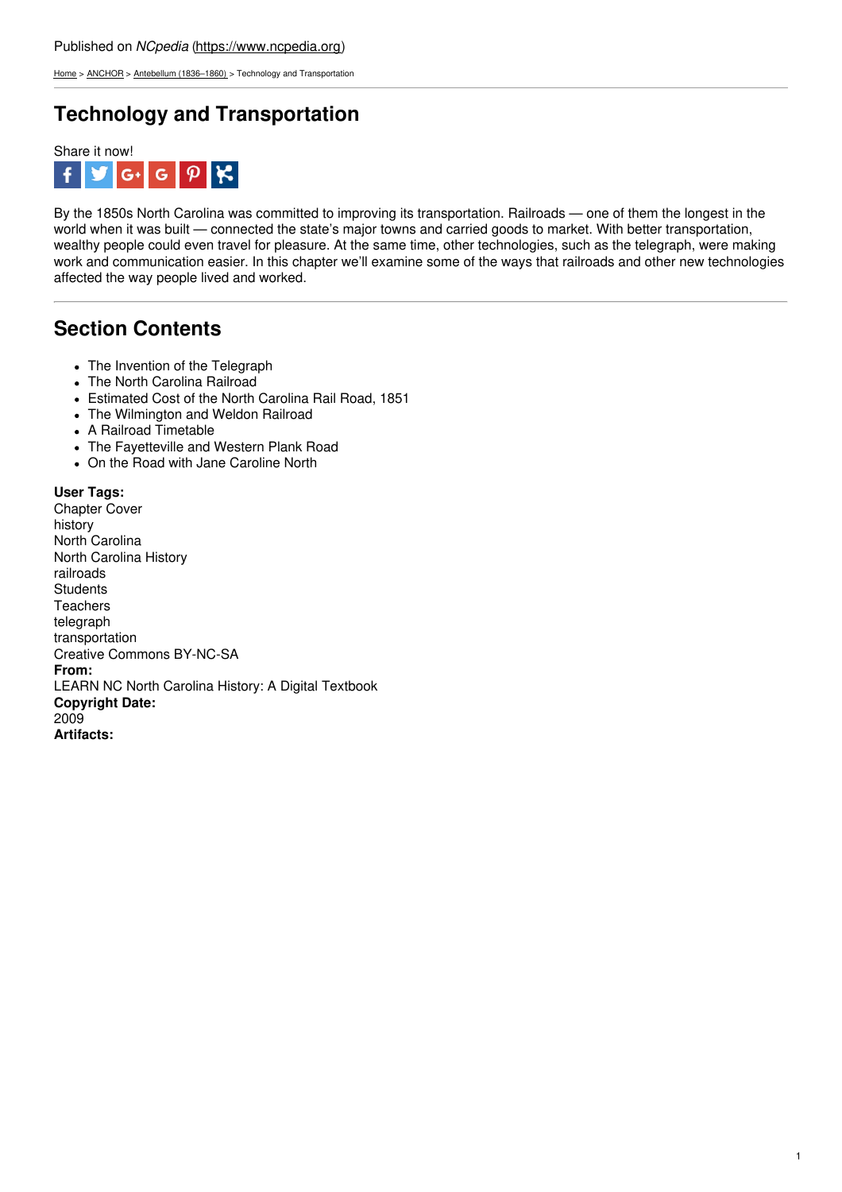Published on *NCpedia* (https://www.ncpedia.org)

Home > ANCHOR > Antebellum (1836–1860) > Technology and Transportation

# Technology and Transportation

Share it now!

By the 1850s North Carolina was committed to improving its transportation. Railroads — one of them the longest in the world when it was built — connected the state's major towns and carried goods to market. With better transportation, wealthy people could even travel for pleasure. At the same time, other technologies, such as the telegraph, were making work and communication easier. In this chapter we'll examine some of the ways that railroads and other new technologies affected the way people lived and worked.

## Section Contents

- The Invention of the Telegraph
- The North Carolina Railroad
- Estimated Cost of the North Carolina Rail Road, 1851
- The Wilmington and Weldon Railroad
- A Railroad Timetable
- The Fayetteville and Western Plank Road
- On the Road with Jane Caroline North

**User Tags:**
Chapter Cover
history
North Carolina
North Carolina History
railroads
Students
Teachers
telegraph
transportation
Creative Commons BY-NC-SA
**From:**
LEARN NC North Carolina History: A Digital Textbook
**Copyright Date:**
2009
**Artifacts:**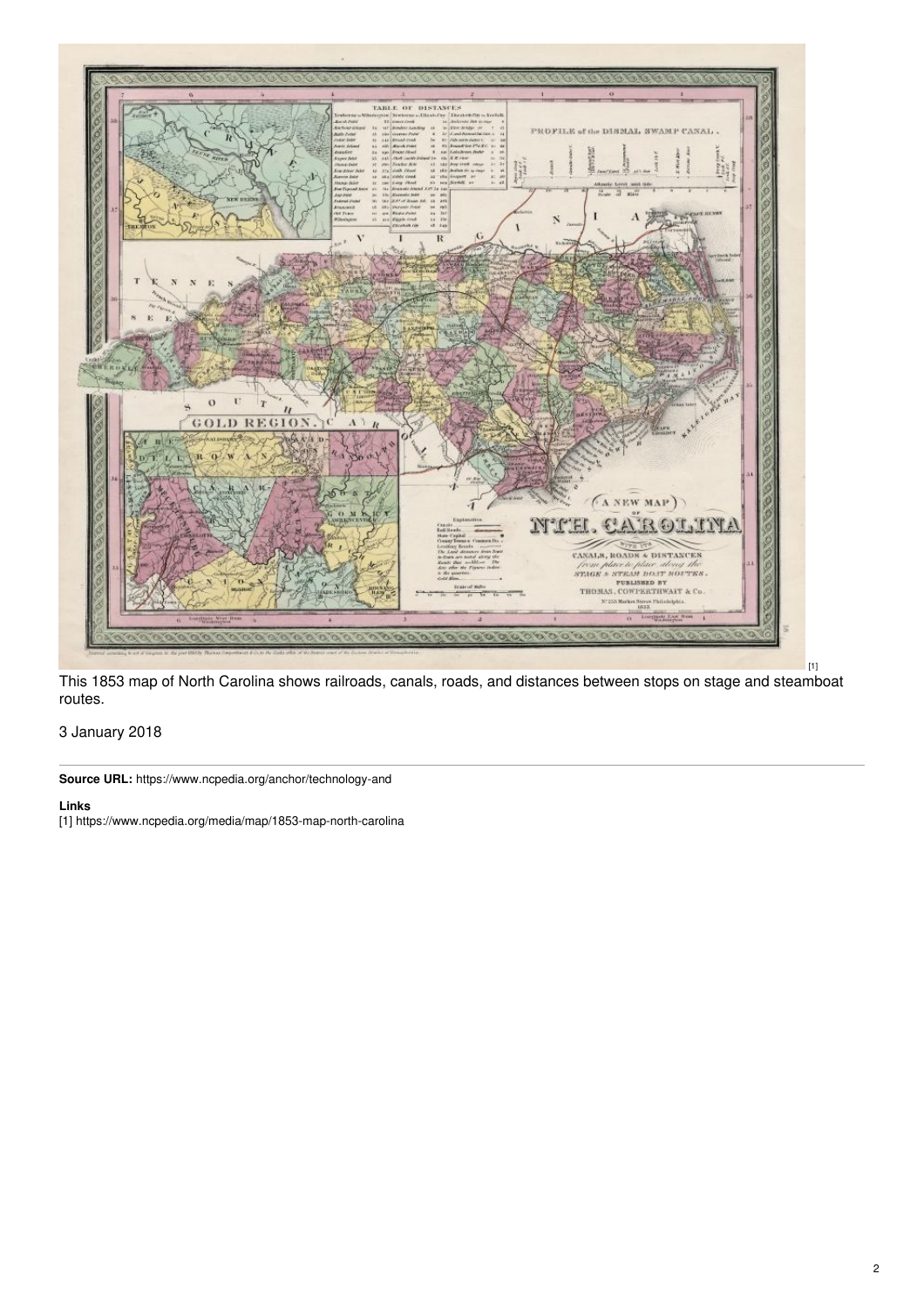[1]

This 1853 map of North Carolina shows railroads, canals, roads, and distances between stops on stage and steamboat routes.

3 January 2018

**Source URL:** https://www.ncpedia.org/anchor/technology-and

**Links**

[1] https://www.ncpedia.org/media/map/1853-map-north-carolina